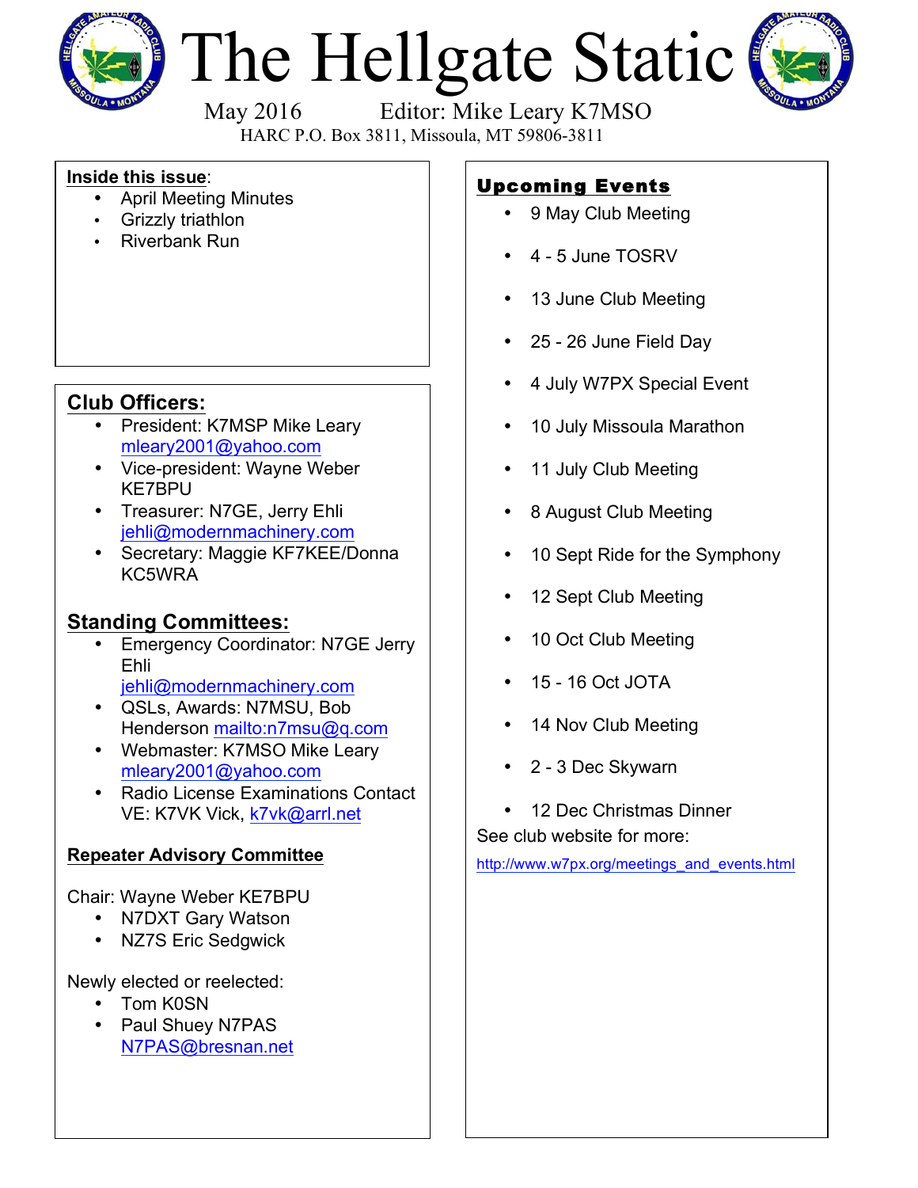# The Hellgate Static

May 2016 Editor: Mike Leary K7MSO

HARC P.O. Box 3811, Missoula, MT 59806-3811

**Inside this issue**:

- April Meeting Minutes
- Grizzly triathlon
- Riverbank Run

## Club Officers:

- President: K7MSP Mike Leary mleary2001@yahoo.com
- Vice-president: Wayne Weber KE7BPU
- Treasurer: N7GE, Jerry Ehli jehli@modernmachinery.com
- Secretary: Maggie KF7KEE/Donna KC5WRA

## Standing Committees:

- Emergency Coordinator: N7GE Jerry Ehli jehli@modernmachinery.com
- QSLs, Awards: N7MSU, Bob Henderson mailto:n7msu@q.com
- Webmaster: K7MSO Mike Leary mleary2001@yahoo.com
- Radio License Examinations Contact VE: K7VK Vick, k7vk@arrl.net

**Repeater Advisory Committee**

Chair: Wayne Weber KE7BPU

- N7DXT Gary Watson
- NZ7S Eric Sedgwick

Newly elected or reelected:

- Tom K0SN
- Paul Shuey N7PAS N7PAS@bresnan.net

## Upcoming Events

- 9 May Club Meeting
- 4 - 5 June TOSRV
- 13 June Club Meeting
- 25 - 26 June Field Day
- 4 July W7PX Special Event
- 10 July Missoula Marathon
- 11 July Club Meeting
- 8 August Club Meeting
- 10 Sept Ride for the Symphony
- 12 Sept Club Meeting
- 10 Oct Club Meeting
- 15 - 16 Oct JOTA
- 14 Nov Club Meeting
- 2 - 3 Dec Skywarn
- 12 Dec Christmas Dinner

See club website for more:

http://www.w7px.org/meetings_and_events.html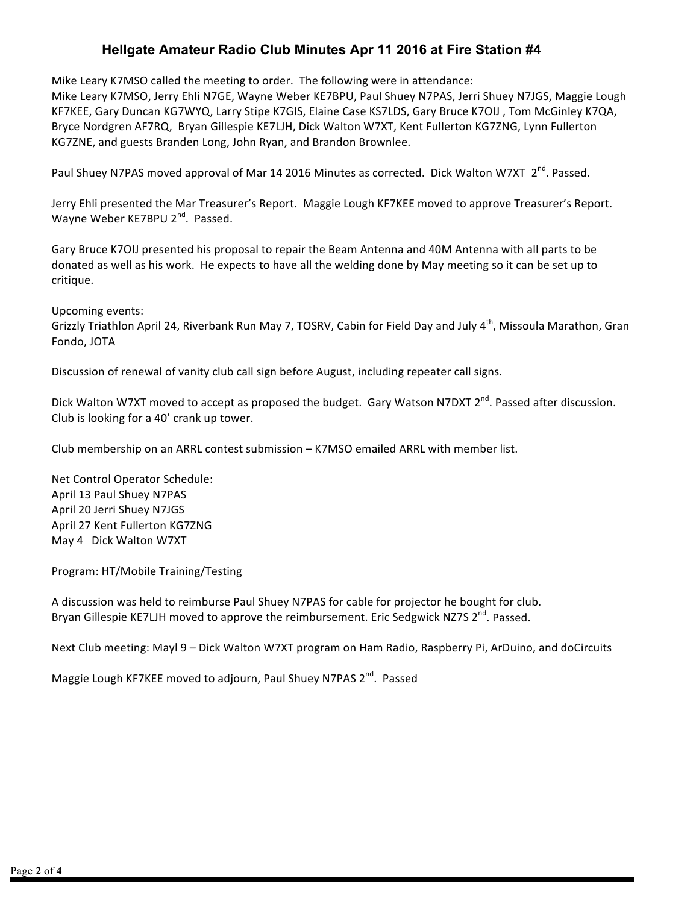# Hellgate Amateur Radio Club Minutes Apr 11 2016 at Fire Station #4

Mike Leary K7MSO called the meeting to order. The following were in attendance:
Mike Leary K7MSO, Jerry Ehli N7GE, Wayne Weber KE7BPU, Paul Shuey N7PAS, Jerri Shuey N7JGS, Maggie Lough KF7KEE, Gary Duncan KG7WYQ, Larry Stipe K7GIS, Elaine Case KS7LDS, Gary Bruce K7OIJ , Tom McGinley K7QA, Bryce Nordgren AF7RQ, Bryan Gillespie KE7LJH, Dick Walton W7XT, Kent Fullerton KG7ZNG, Lynn Fullerton KG7ZNE, and guests Branden Long, John Ryan, and Brandon Brownlee.

Paul Shuey N7PAS moved approval of Mar 14 2016 Minutes as corrected. Dick Walton W7XT 2nd. Passed.

Jerry Ehli presented the Mar Treasurer's Report. Maggie Lough KF7KEE moved to approve Treasurer's Report. Wayne Weber KE7BPU 2nd. Passed.

Gary Bruce K7OIJ presented his proposal to repair the Beam Antenna and 40M Antenna with all parts to be donated as well as his work. He expects to have all the welding done by May meeting so it can be set up to critique.

Upcoming events:
Grizzly Triathlon April 24, Riverbank Run May 7, TOSRV, Cabin for Field Day and July 4th, Missoula Marathon, Gran Fondo, JOTA

Discussion of renewal of vanity club call sign before August, including repeater call signs.

Dick Walton W7XT moved to accept as proposed the budget. Gary Watson N7DXT 2nd. Passed after discussion. Club is looking for a 40' crank up tower.

Club membership on an ARRL contest submission – K7MSO emailed ARRL with member list.

Net Control Operator Schedule:
April 13 Paul Shuey N7PAS
April 20 Jerri Shuey N7JGS
April 27 Kent Fullerton KG7ZNG
May 4 Dick Walton W7XT

Program: HT/Mobile Training/Testing

A discussion was held to reimburse Paul Shuey N7PAS for cable for projector he bought for club.
Bryan Gillespie KE7LJH moved to approve the reimbursement. Eric Sedgwick NZ7S 2nd. Passed.

Next Club meeting: Mayl 9 – Dick Walton W7XT program on Ham Radio, Raspberry Pi, ArDuino, and doCircuits

Maggie Lough KF7KEE moved to adjourn, Paul Shuey N7PAS 2nd. Passed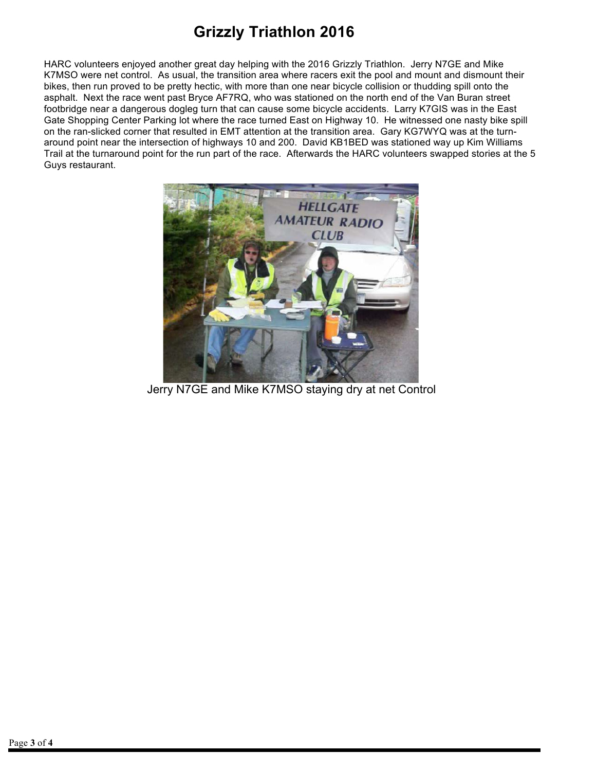# Grizzly Triathlon 2016

HARC volunteers enjoyed another great day helping with the 2016 Grizzly Triathlon. Jerry N7GE and Mike K7MSO were net control. As usual, the transition area where racers exit the pool and mount and dismount their bikes, then run proved to be pretty hectic, with more than one near bicycle collision or thudding spill onto the asphalt. Next the race went past Bryce AF7RQ, who was stationed on the north end of the Van Buran street footbridge near a dangerous dogleg turn that can cause some bicycle accidents. Larry K7GIS was in the East Gate Shopping Center Parking lot where the race turned East on Highway 10. He witnessed one nasty bike spill on the ran-slicked corner that resulted in EMT attention at the transition area. Gary KG7WYQ was at the turn-around point near the intersection of highways 10 and 200. David KB1BED was stationed way up Kim Williams Trail at the turnaround point for the run part of the race. Afterwards the HARC volunteers swapped stories at the 5 Guys restaurant.

Jerry N7GE and Mike K7MSO staying dry at net Control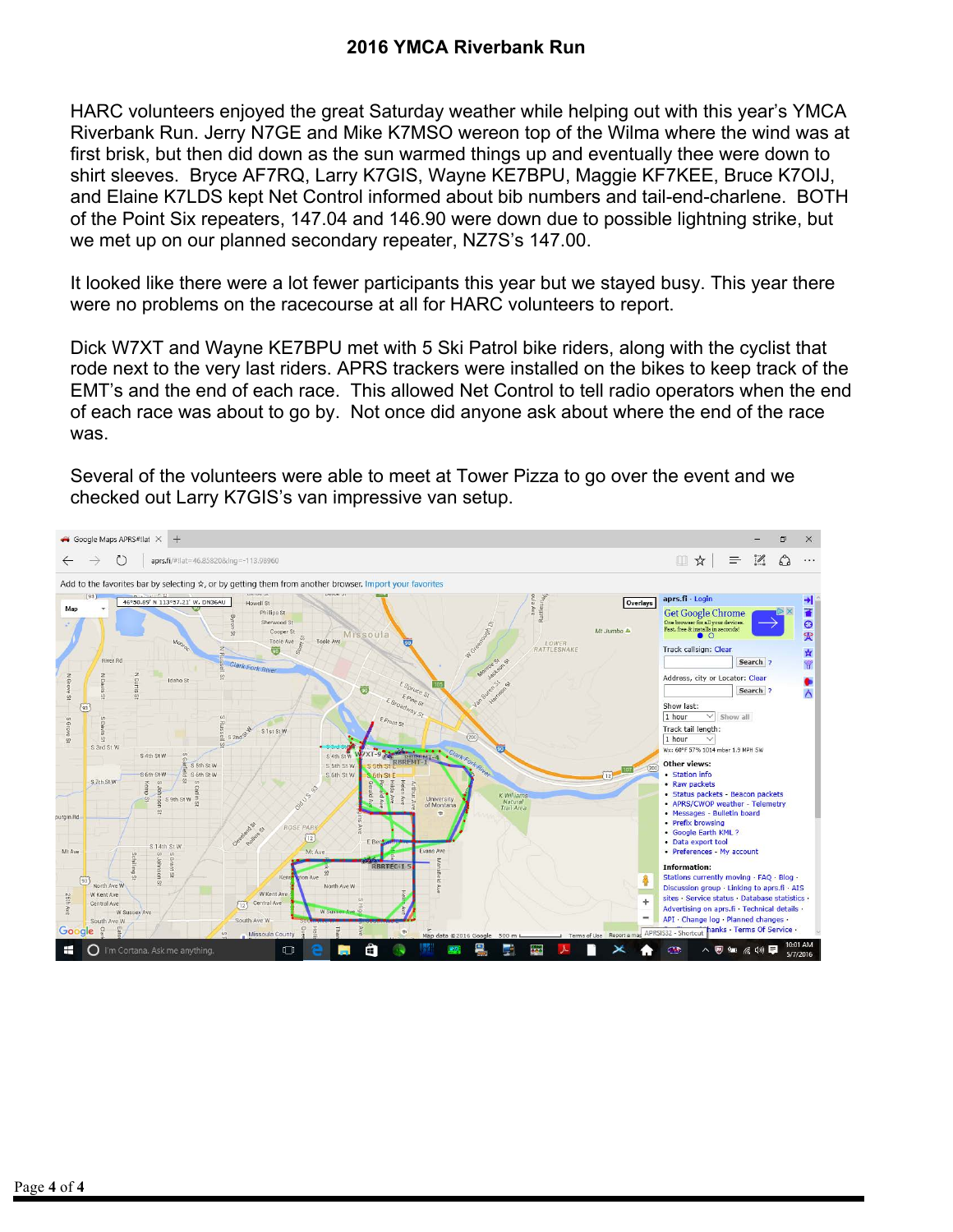# 2016 YMCA Riverbank Run

HARC volunteers enjoyed the great Saturday weather while helping out with this year's YMCA Riverbank Run. Jerry N7GE and Mike K7MSO wereon top of the Wilma where the wind was at first brisk, but then did down as the sun warmed things up and eventually thee were down to shirt sleeves. Bryce AF7RQ, Larry K7GIS, Wayne KE7BPU, Maggie KF7KEE, Bruce K7OIJ, and Elaine K7LDS kept Net Control informed about bib numbers and tail-end-charlene. BOTH of the Point Six repeaters, 147.04 and 146.90 were down due to possible lightning strike, but we met up on our planned secondary repeater, NZ7S's 147.00.

It looked like there were a lot fewer participants this year but we stayed busy. This year there were no problems on the racecourse at all for HARC volunteers to report.

Dick W7XT and Wayne KE7BPU met with 5 Ski Patrol bike riders, along with the cyclist that rode next to the very last riders. APRS trackers were installed on the bikes to keep track of the EMT's and the end of each race. This allowed Net Control to tell radio operators when the end of each race was about to go by. Not once did anyone ask about where the end of the race was.

Several of the volunteers were able to meet at Tower Pizza to go over the event and we checked out Larry K7GIS's van impressive van setup.